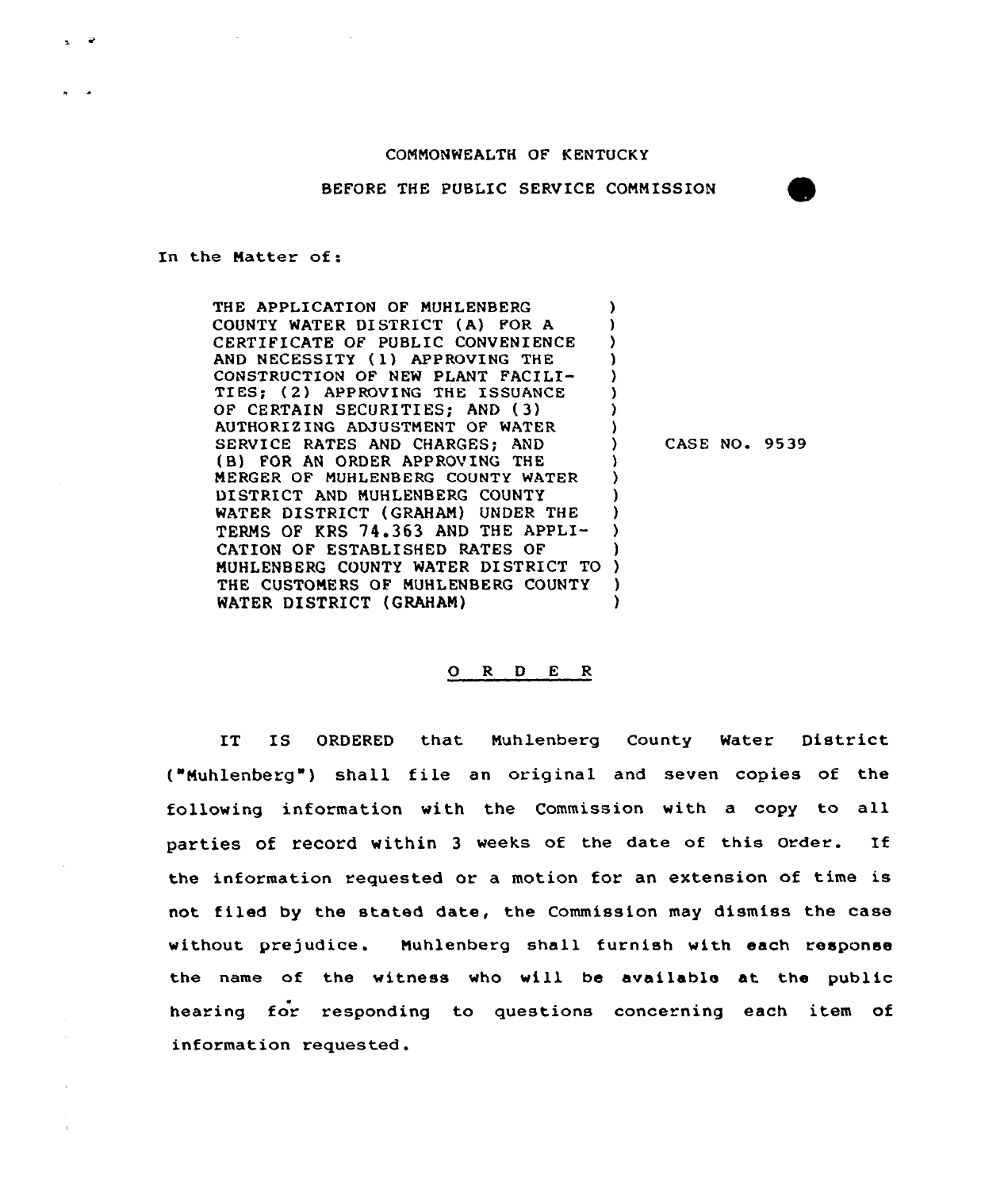COMMONWEALTH OF KENTUCKY

BEFORE THE PUBLIC SERVICE COMMISSION

In the Matter of:

| | |
|---|---|
| THE APPLICATION OF MUHLENBERG COUNTY WATER DISTRICT (A) FOR A CERTIFICATE OF PUBLIC CONVENIENCE AND NECESSITY (1) APPROVING THE CONSTRUCTION OF NEW PLANT FACILITIES; (2) APPROVING THE ISSUANCE OF CERTAIN SECURITIES; AND (3) AUTHORIZING ADJUSTMENT OF WATER SERVICE RATES AND CHARGES; AND (B) FOR AN ORDER APPROVING THE MERGER OF MUHLENBERG COUNTY WATER DISTRICT AND MUHLENBERG COUNTY WATER DISTRICT (GRAHAM) UNDER THE TERMS OF KRS 74.363 AND THE APPLICATION OF ESTABLISHED RATES OF MUHLENBERG COUNTY WATER DISTRICT TO THE CUSTOMERS OF MUHLENBERG COUNTY WATER DISTRICT (GRAHAM) | CASE NO. 9539 |

O R D E R

IT IS ORDERED that Muhlenberg County Water District ("Muhlenberg") shall file an original and seven copies of the following information with the Commission with a copy to all parties of record within 3 weeks of the date of this Order. If the information requested or a motion for an extension of time is not filed by the stated date, the Commission may dismiss the case without prejudice. Muhlenberg shall furnish with each response the name of the witness who will be available at the public hearing for responding to questions concerning each item of information requested.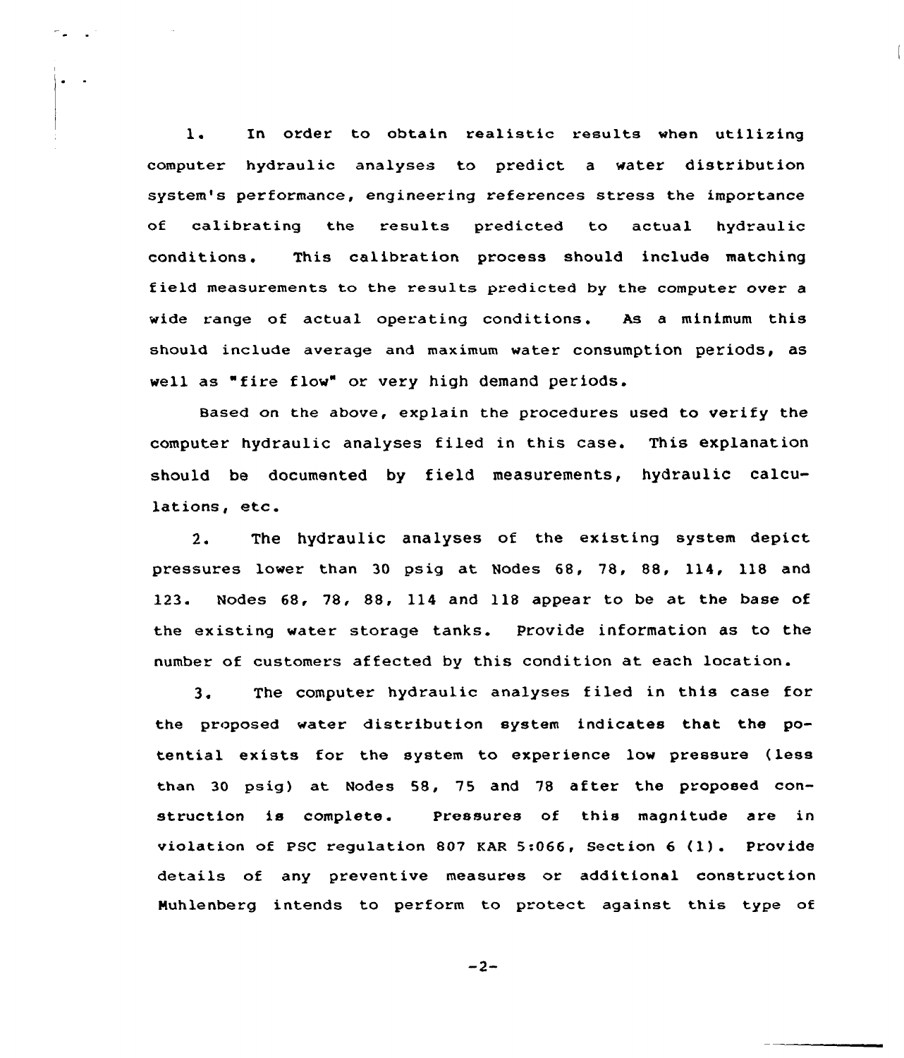1. In order to obtain realistic results when utilizing computer hydraulic analyses to predict a water distribution system's performance, engineering references stress the importance of calibrating the results predicted to actual hydraulic conditions. This calibration process should include matching field measurements to the results predicted by the computer over a wide range of actual operating conditions. As a minimum this should include average and maximum water consumption periods, as well as "fire flow" or very high demand periods.

Based on the above, explain the procedures used to verify the computer hydraulic analyses filed in this case. This explanation should be documented by field measurements, hydraulic calculations, etc.

2. The hydraulic analyses of the existing system depict pressures lower than 30 psig at Nodes 68, 78, 88, 114, 118 and 123. Nodes 68, 78, 88, 114 and 118 appear to be at the base of the existing water storage tanks. Provide information as to the number of customers affected by this condition at each location.

3. The computer hydraulic analyses filed in this case for the proposed water distribution system indicates that the potential exists for the system to experience low pressure (less than 30 psig) at Nodes 58, 75 and 78 after the proposed construction is complete. Pressures of this magnitude are in violation of PSC regulation 807 KAR 5:066, Section 6 (1). Provide details of any preventive measures or additional construction Muhlenberg intends to perform to protect against this type of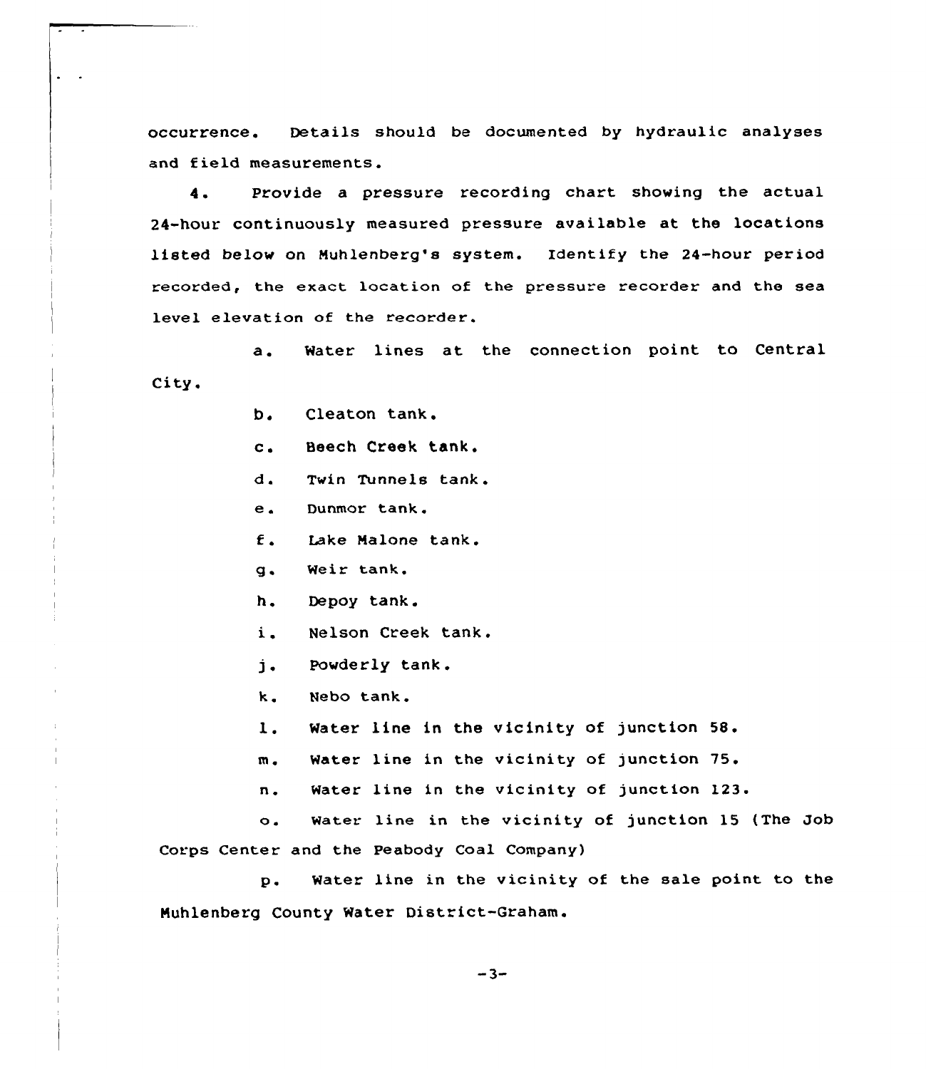occurrence. Details should be documented by hydraulic analyses and field measurements.

4. Provide a pressure recording chart showing the actual 24-hour continuously measured pressure available at the locations listed below on Muhlenberg's system. Identify the 24-hour period recorded, the exact location of the pressure recorder and the sea level elevation of the recorder.

a. Water lines at the connection point to Central City.

b. Cleaton tank.

c. Beech Creek tank.

d. Twin Tunnels tank.

e. Dunmor tank.

f. Lake Malone tank.

g. Weir tank.

h. Depoy tank.

i. Nelson Creek tank.

j. Powderly tank.

k. Nebo tank.

l. Water line in the vicinity of junction 58.

m. Water line in the vicinity of junction 75.

n. Water line in the vicinity of junction 123.

o. Water line in the vicinity of junction 15 (The Job Corps Center and the Peabody Coal Company)

p. Water line in the vicinity of the sale point to the Muhlenberg County Water District-Graham.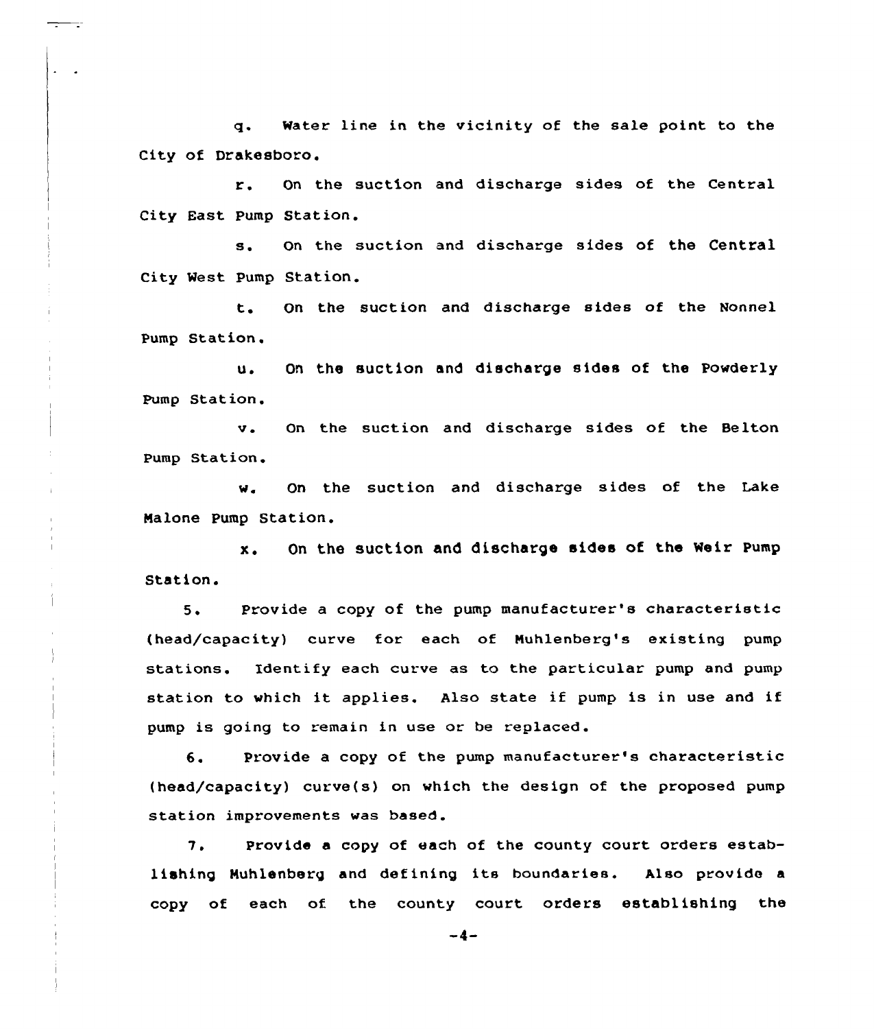q. Water line in the vicinity of the sale point to the City of Drakesboro.

r. On the suction and discharge sides of the Central City East Pump Station.

s. On the suction and discharge sides of the Central City West Pump Station.

t. On the suction and discharge sides of the Nonnel Pump Station.

u. On the suction and discharge sides of the Powderly Pump Station.

v. On the suction and discharge sides of the Belton Pump Station.

w. On the suction and discharge sides of the Lake Malone Pump Station.

x. On the suction and discharge sides of the Weir Pump Station.

5. Provide a copy of the pump manufacturer's characteristic (head/capacity) curve for each of Muhlenberg's existing pump stations. Identify each curve as to the particular pump and pump station to which it applies. Also state if pump is in use and if pump is going to remain in use or be replaced.

6. Provide a copy of the pump manufacturer's characteristic (head/capacity) curve(s) on which the design of the proposed pump station improvements was based.

7. Provide a copy of each of the county court orders establishing Muhlenberg and defining its boundaries. Also provide a copy of each of the county court orders establishing the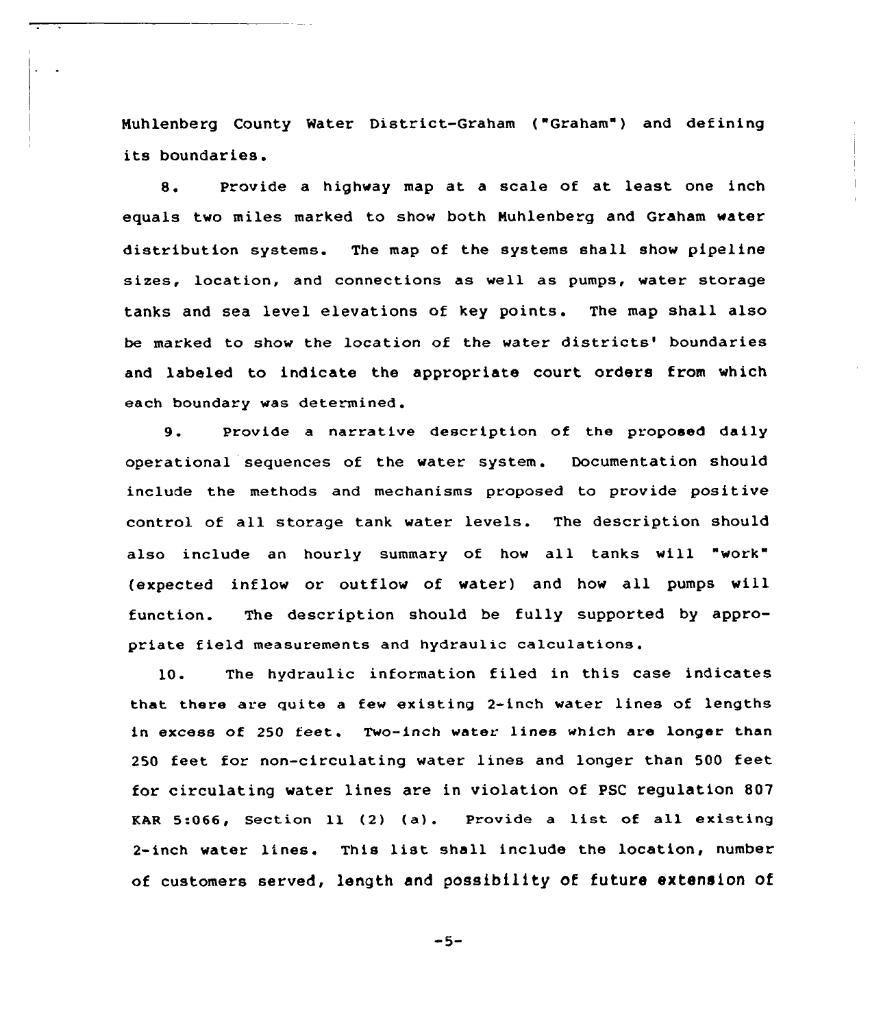Muhlenberg County Water District-Graham ("Graham") and defining its boundaries.

8. Provide a highway map at a scale of at least one inch equals two miles marked to show both Muhlenberg and Graham water distribution systems. The map of the systems shall show pipeline sizes, location, and connections as well as pumps, water storage tanks and sea level elevations of key points. The map shall also be marked to show the location of the water districts' boundaries and labeled to indicate the appropriate court orders from which each boundary was determined.

9. Provide a narrative description of the proposed daily operational sequences of the water system. Documentation should include the methods and mechanisms proposed to provide positive control of all storage tank water levels. The description should also include an hourly summary of how all tanks will "work" (expected inflow or outflow of water) and how all pumps will function. The description should be fully supported by appropriate field measurements and hydraulic calculations.

10. The hydraulic information filed in this case indicates that there are quite a few existing 2-inch water lines of lengths in excess of 250 feet. Two-inch water lines which are longer than 250 feet for non-circulating water lines and longer than 500 feet for circulating water lines are in violation of PSC regulation 807 KAR 5:066, Section 11 (2) (a). Provide a list of all existing 2-inch water lines. This list shall include the location, number of customers served, length and possibility of future extension of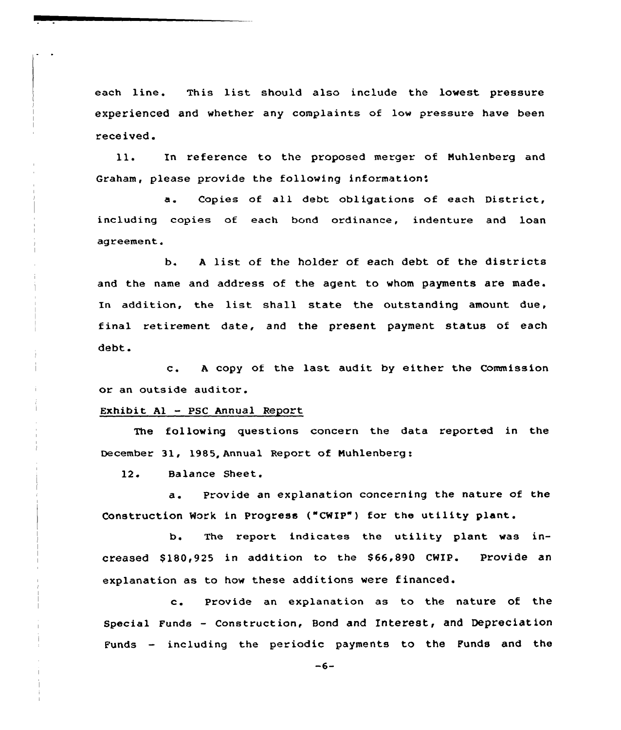each line. This list should also include the lowest pressure experienced and whether any complaints of low pressure have been received.

11. In reference to the proposed merger of Muhlenberg and Graham, please provide the following information:

a. Copies of all debt obligations of each District, including copies of each bond ordinance, indenture and loan agreement.

b. A list of the holder of each debt of the districts and the name and address of the agent to whom payments are made. In addition, the list shall state the outstanding amount due, final retirement date, and the present payment status of each debt.

c. A copy of the last audit by either the Commission or an outside auditor.

Exhibit A1 - PSC Annual Report

The following questions concern the data reported in the December 31, 1985, Annual Report of Muhlenberg:

12. Balance Sheet.

a. Provide an explanation concerning the nature of the Construction Work in Progress ("CWIP") for the utility plant.

b. The report indicates the utility plant was increased $180,925 in addition to the $66,890 CWIP. Provide an explanation as to how these additions were financed.

c. Provide an explanation as to the nature of the Special Funds - Construction, Bond and Interest, and Depreciation Funds - including the periodic payments to the Funds and the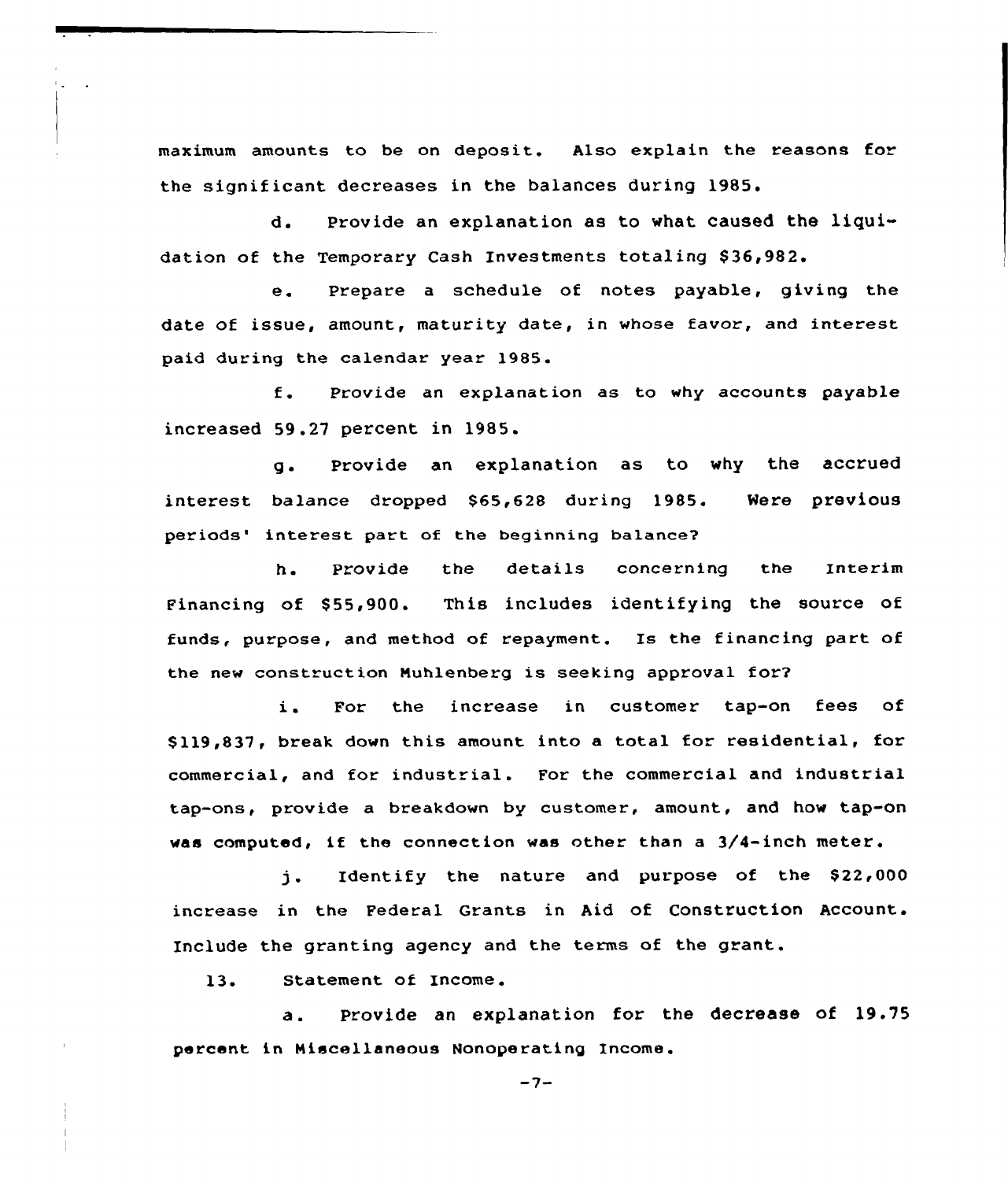maximum amounts to be on deposit. Also explain the reasons for the significant decreases in the balances during 1985.

d. Provide an explanation as to what caused the liquidation of the Temporary Cash Investments totaling $36,982.

e. Prepare a schedule of notes payable, giving the date of issue, amount, maturity date, in whose favor, and interest paid during the calendar year 1985.

f. Provide an explanation as to why accounts payable increased 59.27 percent in 1985.

g. Provide an explanation as to why the accrued interest balance dropped $65,628 during 1985. Were previous periods' interest part of the beginning balance?

h. Provide the details concerning the Interim Financing of $55,900. This includes identifying the source of funds, purpose, and method of repayment. Is the financing part of the new construction Muhlenberg is seeking approval for?

i. For the increase in customer tap-on fees of $119,837, break down this amount into a total for residential, for commercial, and for industrial. For the commercial and industrial tap-ons, provide a breakdown by customer, amount, and how tap-on was computed, if the connection was other than a 3/4-inch meter.

j. Identify the nature and purpose of the $22,000 increase in the Federal Grants in Aid of Construction Account. Include the granting agency and the terms of the grant.

13. Statement of Income.

a. Provide an explanation for the decrease of 19.75 percent in Miscellaneous Nonoperating Income.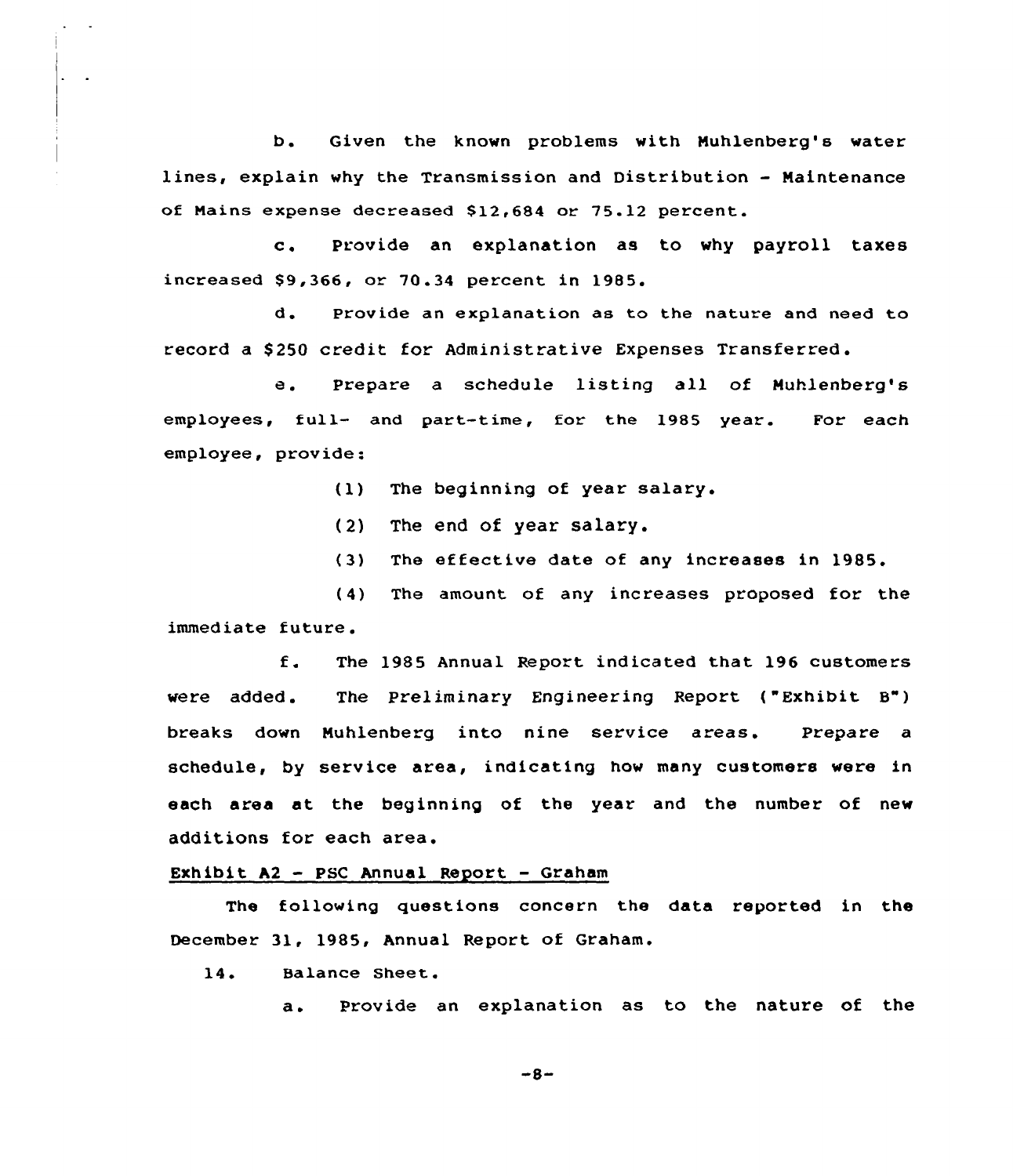b. Given the known problems with Muhlenberg's water lines, explain why the Transmission and Distribution - Maintenance of Mains expense decreased $12,684 or 75.12 percent.

c. Provide an explanation as to why payroll taxes increased $9,366, or 70.34 percent in 1985.

d. Provide an explanation as to the nature and need to record a $250 credit for Administrative Expenses Transferred.

e. Prepare a schedule listing all of Muhlenberg's employees, full- and part-time, for the 1985 year. For each employee, provide:

(1) The beginning of year salary.

(2) The end of year salary.

(3) The effective date of any increases in 1985.

(4) The amount of any increases proposed for the immediate future.

f. The 1985 Annual Report indicated that 196 customers were added. The Preliminary Engineering Report ("Exhibit B") breaks down Muhlenberg into nine service areas. Prepare a schedule, by service area, indicating how many customers were in each area at the beginning of the year and the number of new additions for each area.

Exhibit A2 - PSC Annual Report - Graham

The following questions concern the data reported in the December 31, 1985, Annual Report of Graham.

14. Balance Sheet.

a. Provide an explanation as to the nature of the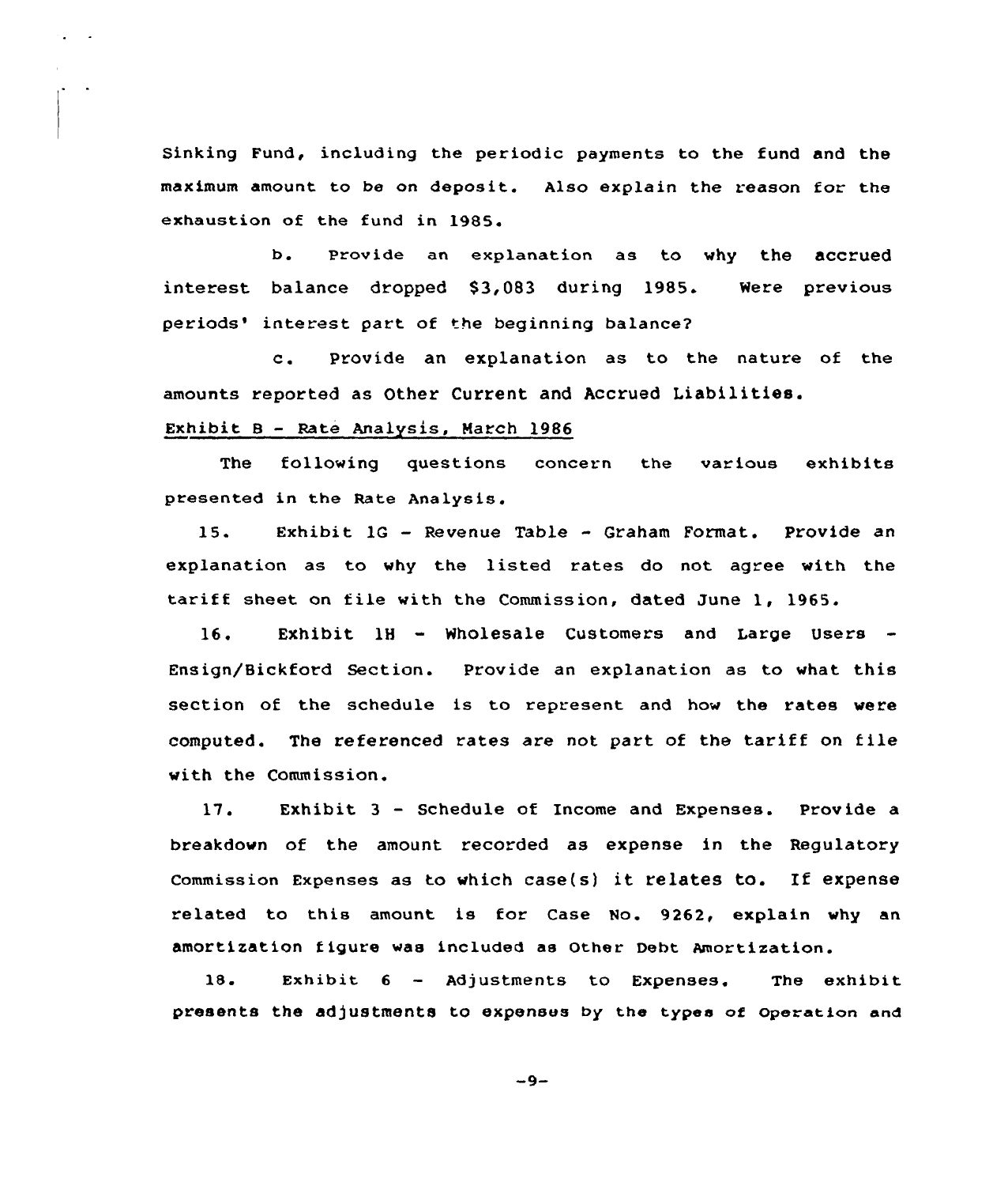Sinking Fund, including the periodic payments to the fund and the maximum amount to be on deposit. Also explain the reason for the exhaustion of the fund in 1985.

b. Provide an explanation as to why the accrued interest balance dropped $3,083 during 1985. Were previous periods' interest part of the beginning balance?

c. Provide an explanation as to the nature of the amounts reported as Other Current and Accrued Liabilities.

Exhibit B - Rate Analysis, March 1986

The following questions concern the various exhibits presented in the Rate Analysis.

15. Exhibit 1G - Revenue Table - Graham Format. Provide an explanation as to why the listed rates do not agree with the tariff sheet on file with the Commission, dated June 1, 1965.

16. Exhibit 1H - Wholesale Customers and Large Users - Ensign/Bickford Section. Provide an explanation as to what this section of the schedule is to represent and how the rates were computed. The referenced rates are not part of the tariff on file with the Commission.

17. Exhibit 3 - Schedule of Income and Expenses. Provide a breakdown of the amount recorded as expense in the Regulatory Commission Expenses as to which case(s) it relates to. If expense related to this amount is for Case No. 9262, explain why an amortization figure was included as Other Debt Amortization.

18. Exhibit 6 - Adjustments to Expenses. The exhibit presents the adjustments to expenses by the types of Operation and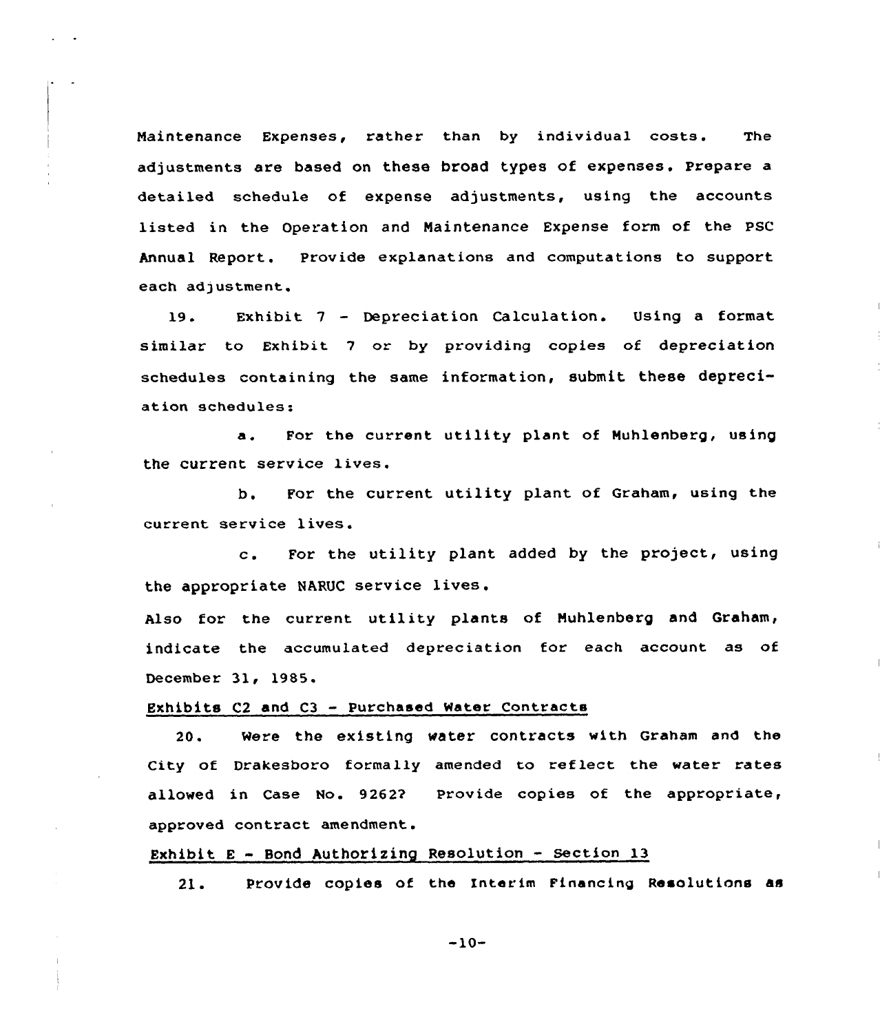Maintenance Expenses, rather than by individual costs. The adjustments are based on these broad types of expenses. Prepare a detailed schedule of expense adjustments, using the accounts listed in the Operation and Maintenance Expense form of the PSC Annual Report. Provide explanations and computations to support each adjustment.

19. Exhibit 7 - Depreciation Calculation. Using a format similar to Exhibit 7 or by providing copies of depreciation schedules containing the same information, submit these depreciation schedules:

a. For the current utility plant of Muhlenberg, using the current service lives.

b. For the current utility plant of Graham, using the current service lives.

c. For the utility plant added by the project, using the appropriate NARUC service lives.

Also for the current utility plants of Muhlenberg and Graham, indicate the accumulated depreciation for each account as of December 31, 1985.

<u>Exhibits C2 and C3 - Purchased Water Contracts</u>

20. Were the existing water contracts with Graham and the City of Drakesboro formally amended to reflect the water rates allowed in Case No. 9262? Provide copies of the appropriate, approved contract amendment.

<u>Exhibit E - Bond Authorizing Resolution - Section 13</u>

21. Provide copies of the Interim Financing Resolutions as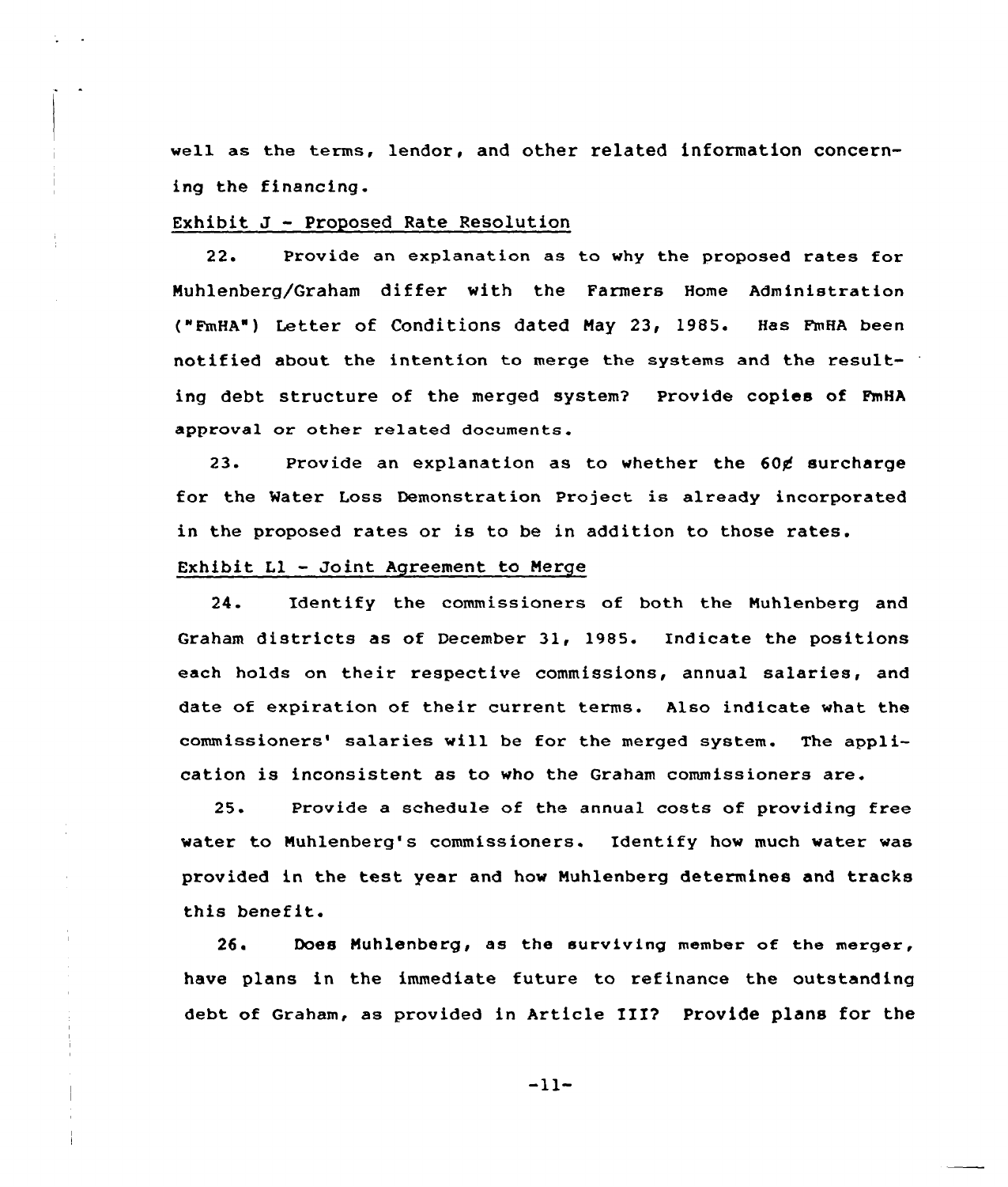well as the terms, lendor, and other related information concerning the financing.

Exhibit J - Proposed Rate Resolution

22. Provide an explanation as to why the proposed rates for Muhlenberg/Graham differ with the Farmers Home Administration ("FmHA") Letter of Conditions dated May 23, 1985. Has FmHA been notified about the intention to merge the systems and the resulting debt structure of the merged system? Provide copies of FmHA approval or other related documents.

23. Provide an explanation as to whether the 60¢ surcharge for the Water Loss Demonstration Project is already incorporated in the proposed rates or is to be in addition to those rates.

Exhibit L1 - Joint Agreement to Merge

24. Identify the commissioners of both the Muhlenberg and Graham districts as of December 31, 1985. Indicate the positions each holds on their respective commissions, annual salaries, and date of expiration of their current terms. Also indicate what the commissioners' salaries will be for the merged system. The application is inconsistent as to who the Graham commissioners are.

25. Provide a schedule of the annual costs of providing free water to Muhlenberg's commissioners. Identify how much water was provided in the test year and how Muhlenberg determines and tracks this benefit.

26. Does Muhlenberg, as the surviving member of the merger, have plans in the immediate future to refinance the outstanding debt of Graham, as provided in Article III? Provide plans for the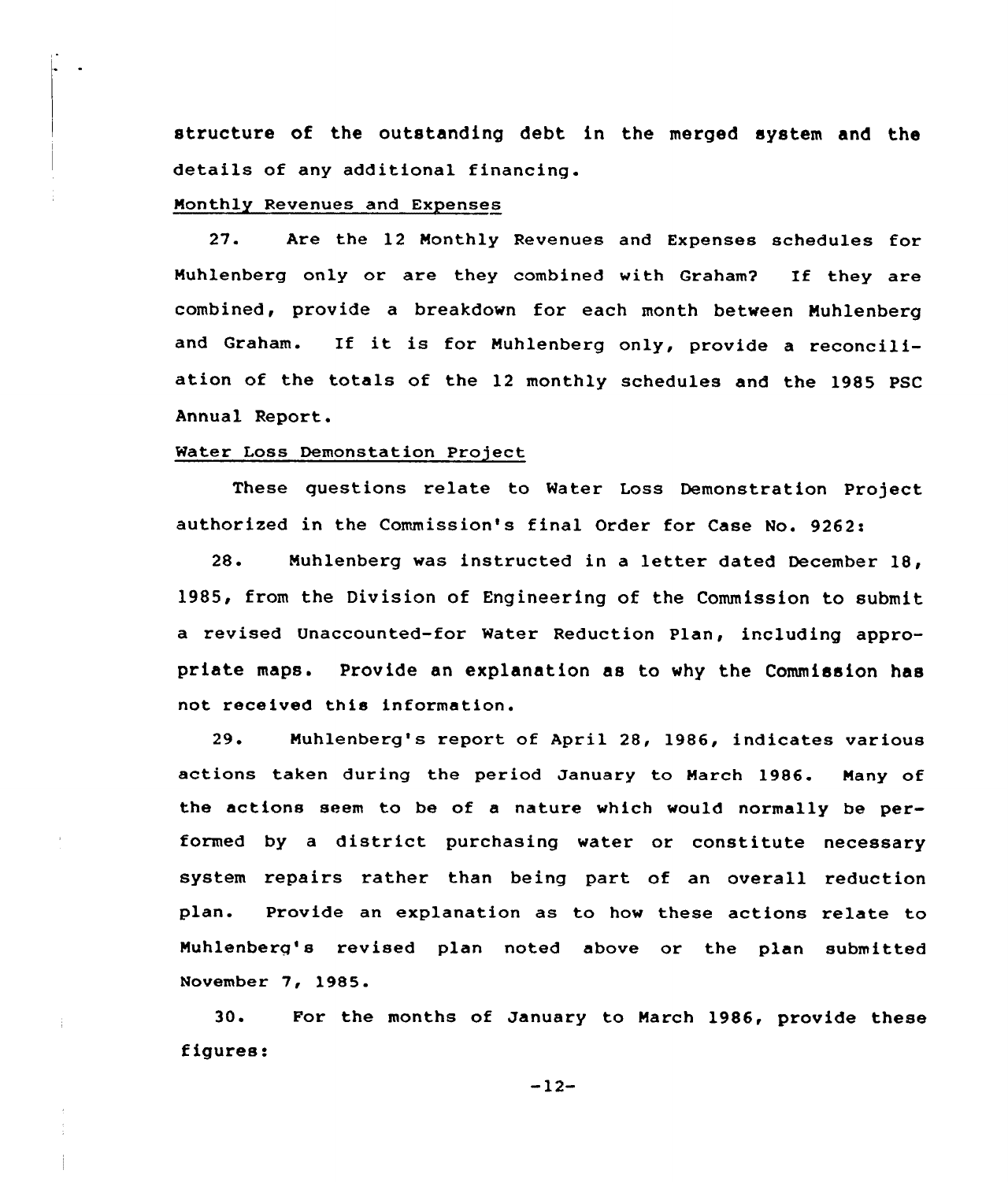structure of the outstanding debt in the merged system and the details of any additional financing.

Monthly Revenues and Expenses

27. Are the 12 Monthly Revenues and Expenses schedules for Muhlenberg only or are they combined with Graham? If they are combined, provide a breakdown for each month between Muhlenberg and Graham. If it is for Muhlenberg only, provide a reconciliation of the totals of the 12 monthly schedules and the 1985 PSC Annual Report.

Water Loss Demonstation Project

These questions relate to Water Loss Demonstration Project authorized in the Commission's final Order for Case No. 9262:

28. Muhlenberg was instructed in a letter dated December 18, 1985, from the Division of Engineering of the Commission to submit a revised Unaccounted-for Water Reduction Plan, including appropriate maps. Provide an explanation as to why the Commission has not received this information.

29. Muhlenberg's report of April 28, 1986, indicates various actions taken during the period January to March 1986. Many of the actions seem to be of a nature which would normally be performed by a district purchasing water or constitute necessary system repairs rather than being part of an overall reduction plan. Provide an explanation as to how these actions relate to Muhlenberg's revised plan noted above or the plan submitted November 7, 1985.

30. For the months of January to March 1986, provide these figures: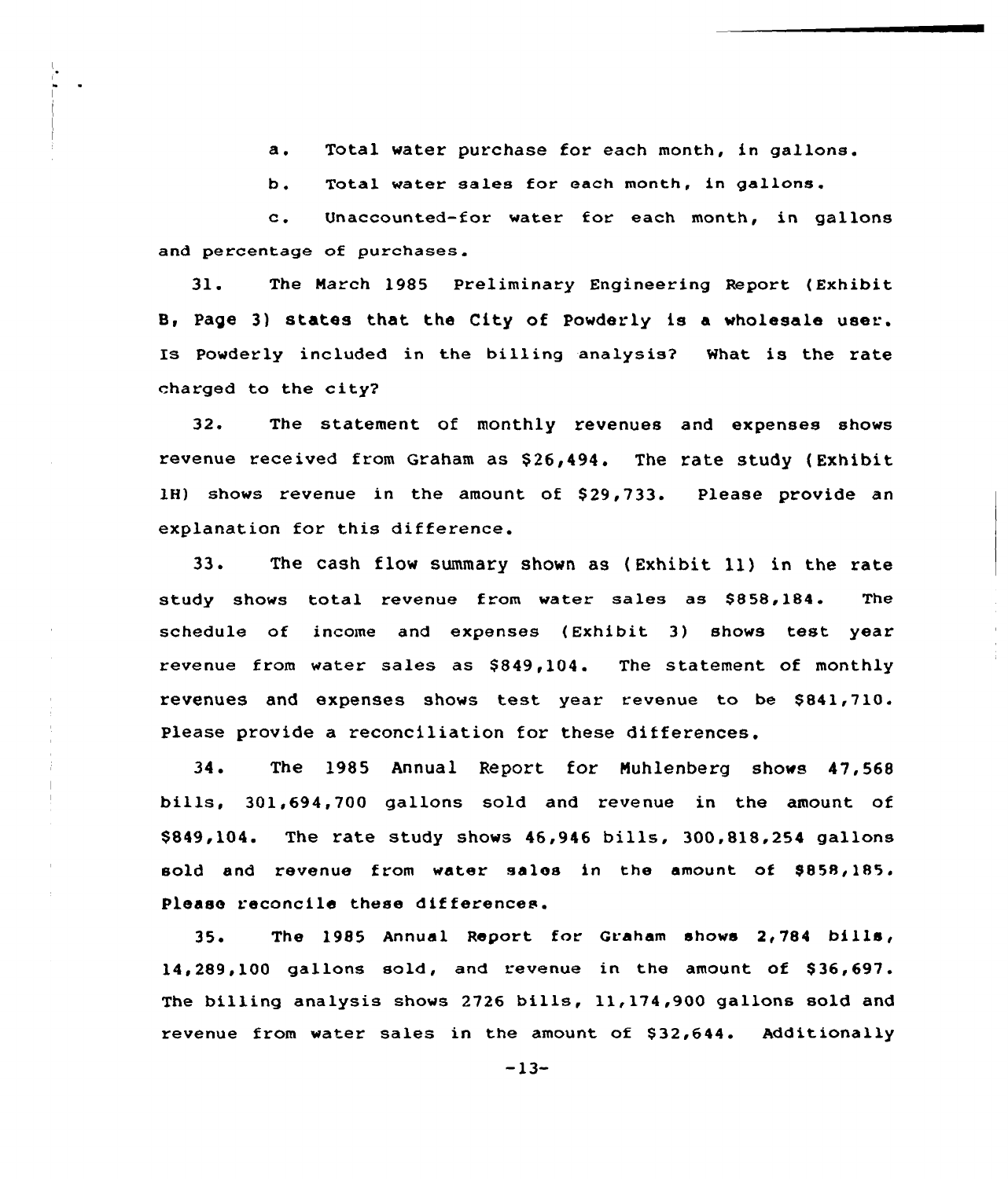a. Total water purchase for each month, in gallons.

b. Total water sales for each month, in gallons.

c. Unaccounted-for water for each month, in gallons and percentage of purchases.

31. The March 1985 Preliminary Engineering Report (Exhibit B, Page 3) states that the City of Powderly is a wholesale user. Is Powderly included in the billing analysis? What is the rate charged to the city?

32. The statement of monthly revenues and expenses shows revenue received from Graham as $26,494. The rate study (Exhibit 1H) shows revenue in the amount of $29,733. Please provide an explanation for this difference.

33. The cash flow summary shown as (Exhibit 11) in the rate study shows total revenue from water sales as $858,184. The schedule of income and expenses (Exhibit 3) shows test year revenue from water sales as $849,104. The statement of monthly revenues and expenses shows test year revenue to be $841,710. Please provide a reconciliation for these differences.

34. The 1985 Annual Report for Muhlenberg shows 47,568 bills, 301,694,700 gallons sold and revenue in the amount of $849,104. The rate study shows 46,946 bills, 300,818,254 gallons sold and revenue from water sales in the amount of $858,185. Please reconcile these differences.

35. The 1985 Annual Report for Graham shows 2,784 bills, 14,289,100 gallons sold, and revenue in the amount of $36,697. The billing analysis shows 2726 bills, 11,174,900 gallons sold and revenue from water sales in the amount of $32,644. Additionally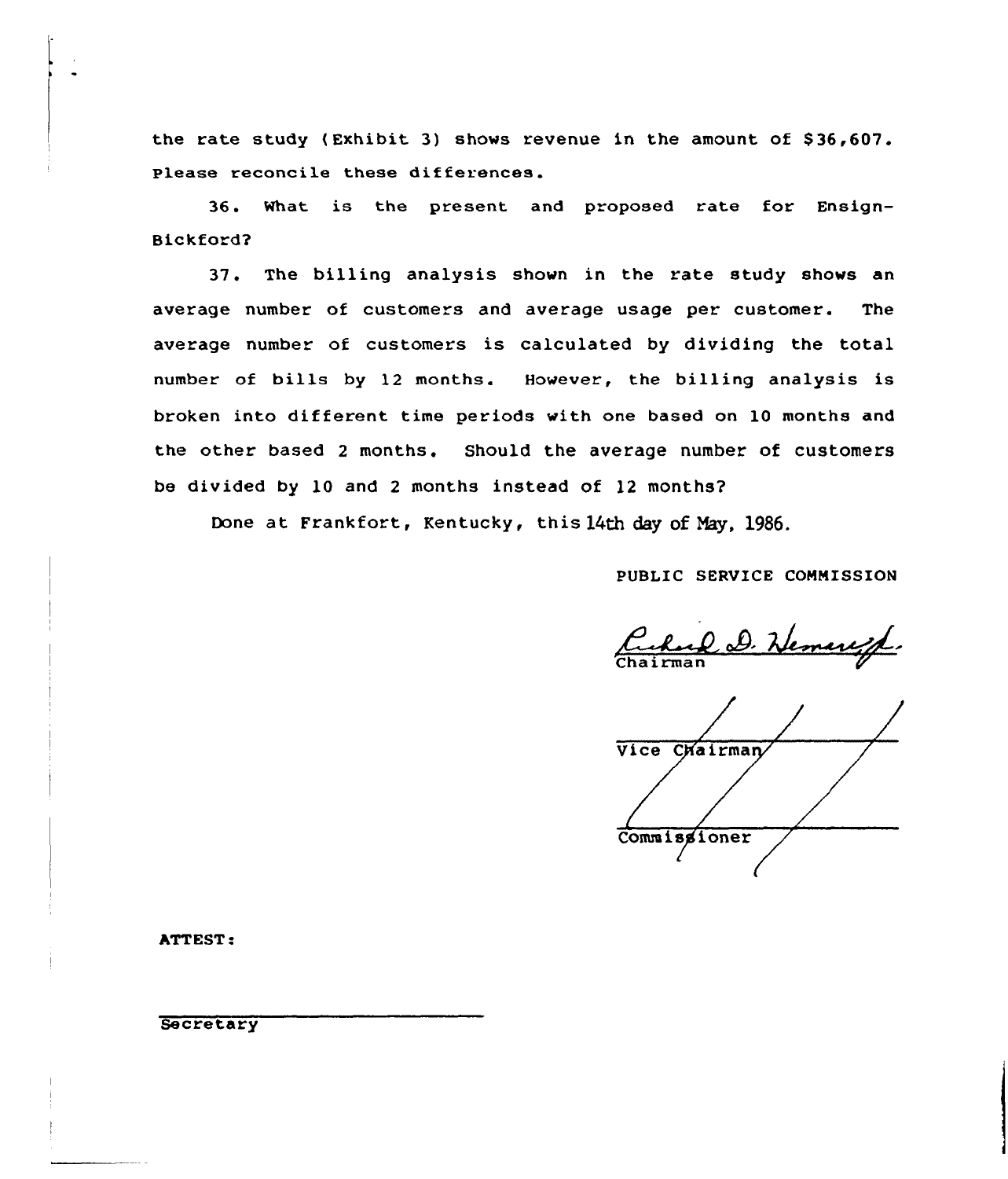the rate study (Exhibit 3) shows revenue in the amount of $36,607. Please reconcile these differences.

36. What is the present and proposed rate for Ensign-Bickford?

37. The billing analysis shown in the rate study shows an average number of customers and average usage per customer. The average number of customers is calculated by dividing the total number of bills by 12 months. However, the billing analysis is broken into different time periods with one based on 10 months and the other based 2 months. Should the average number of customers be divided by 10 and 2 months instead of 12 months?

Done at Frankfort, Kentucky, this 14th day of May, 1986.

PUBLIC SERVICE COMMISSION

Richard D. Heman Jr.
Chairman

Vice Chairman

Commissioner

ATTEST:

Secretary